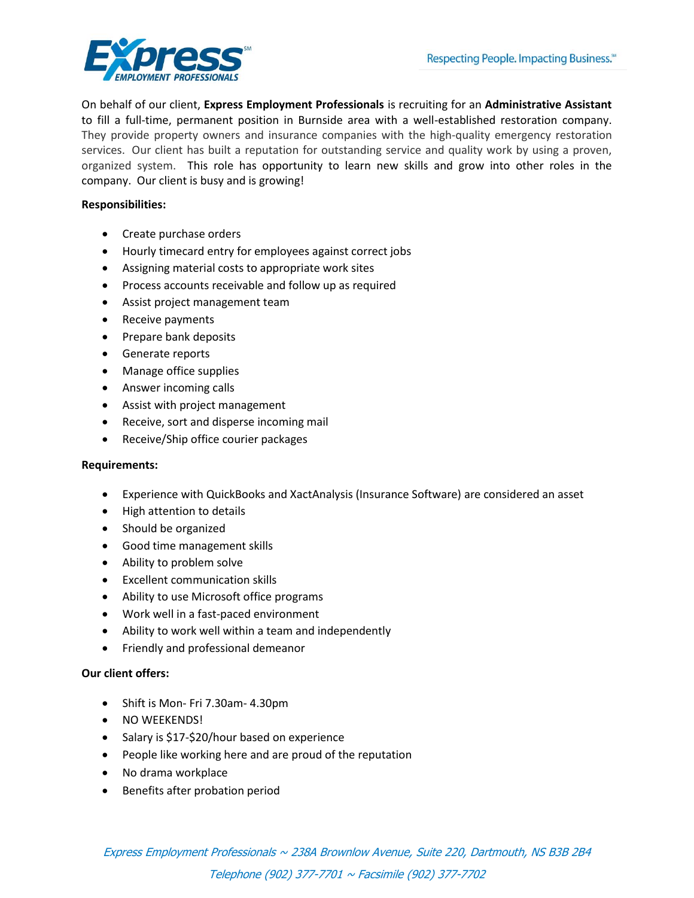On behalf of our client, **Express Employment Professionals** is recruiting for an **Administrative Assistant** to fill a full-time, permanent position in Burnside area with a well-established restoration company. They provide property owners and insurance companies with the high-quality emergency restoration services. Our client has built a reputation for outstanding service and quality work by using a proven, organized system. This role has opportunity to learn new skills and grow into other roles in the company. Our client is busy and is growing!

**Responsibilities:**

- Create purchase orders
- Hourly timecard entry for employees against correct jobs
- Assigning material costs to appropriate work sites
- Process accounts receivable and follow up as required
- Assist project management team
- Receive payments
- Prepare bank deposits
- Generate reports
- Manage office supplies
- Answer incoming calls
- Assist with project management
- Receive, sort and disperse incoming mail
- Receive/Ship office courier packages

**Requirements:**

- Experience with QuickBooks and XactAnalysis (Insurance Software) are considered an asset
- High attention to details
- Should be organized
- Good time management skills
- Ability to problem solve
- Excellent communication skills
- Ability to use Microsoft office programs
- Work well in a fast-paced environment
- Ability to work well within a team and independently
- Friendly and professional demeanor

**Our client offers:**

- Shift is Mon- Fri 7.30am- 4.30pm
- NO WEEKENDS!
- Salary is $17-$20/hour based on experience
- People like working here and are proud of the reputation
- No drama workplace
- Benefits after probation period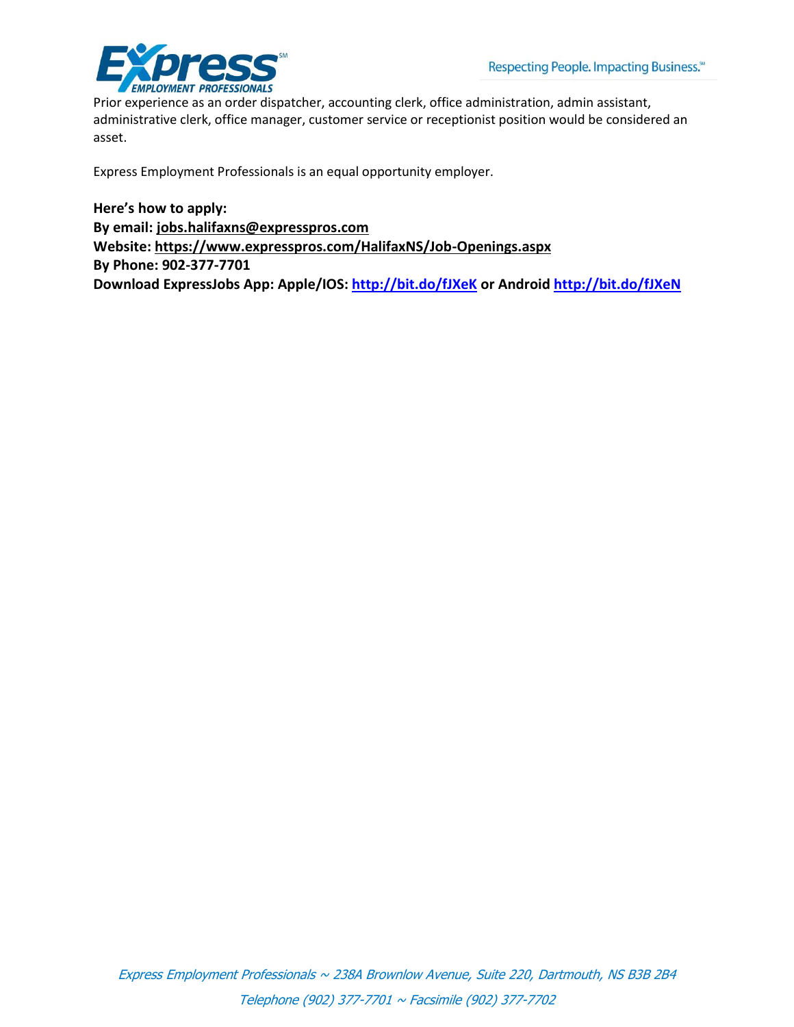Prior experience as an order dispatcher, accounting clerk, office administration, admin assistant, administrative clerk, office manager, customer service or receptionist position would be considered an asset.

Express Employment Professionals is an equal opportunity employer.

**Here's how to apply:**
**By email: jobs.halifaxns@expresspros.com**
**Website: https://www.expresspros.com/HalifaxNS/Job-Openings.aspx**
**By Phone: 902-377-7701**
**Download ExpressJobs App: Apple/IOS: http://bit.do/fJXeK or Android http://bit.do/fJXeN**